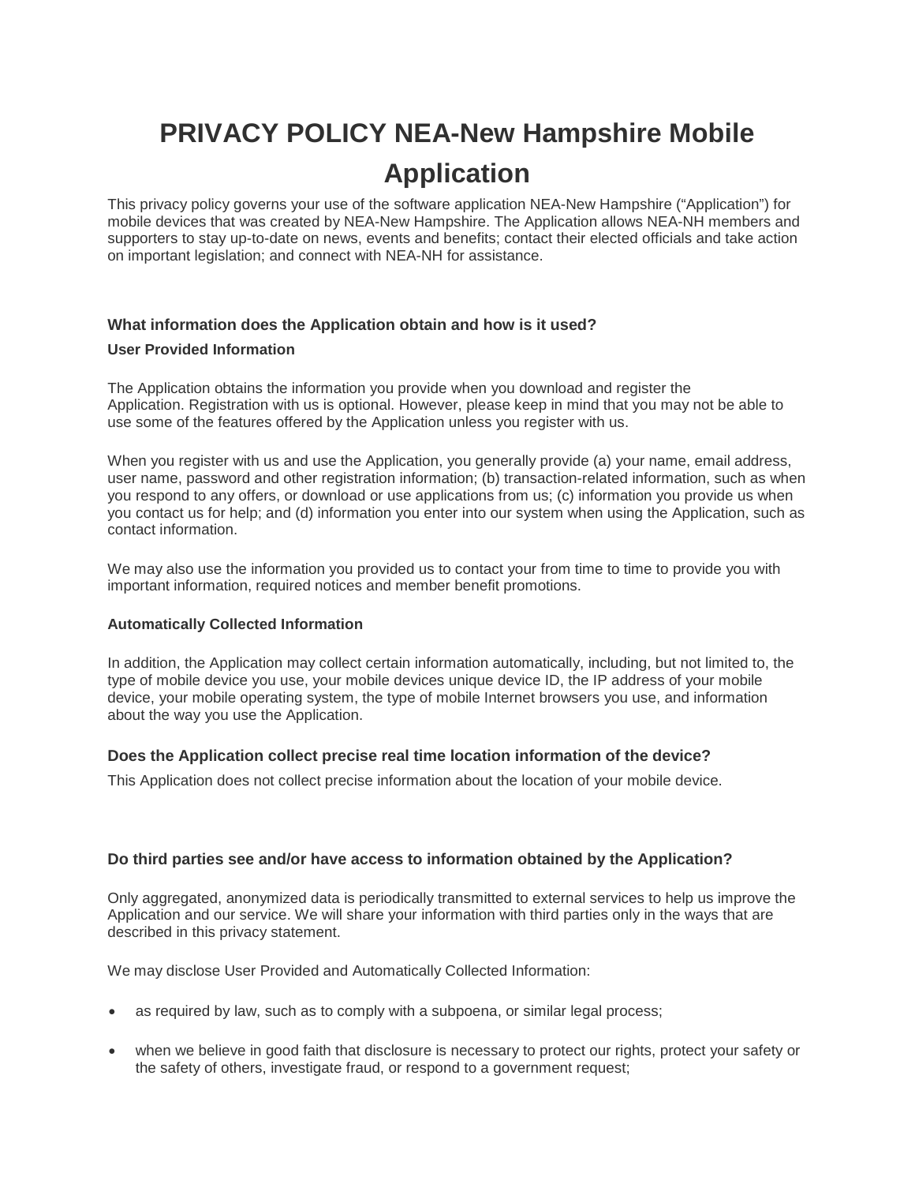# PRIVACY POLICY NEA-New Hampshire Mobile Application

This privacy policy governs your use of the software application NEA-New Hampshire ("Application") for mobile devices that was created by NEA-New Hampshire. The Application allows NEA-NH members and supporters to stay up-to-date on news, events and benefits; contact their elected officials and take action on important legislation; and connect with NEA-NH for assistance.

### What information does the Application obtain and how is it used?

#### User Provided Information

The Application obtains the information you provide when you download and register the Application. Registration with us is optional. However, please keep in mind that you may not be able to use some of the features offered by the Application unless you register with us.

When you register with us and use the Application, you generally provide (a) your name, email address, user name, password and other registration information; (b) transaction-related information, such as when you respond to any offers, or download or use applications from us; (c) information you provide us when you contact us for help; and (d) information you enter into our system when using the Application, such as contact information.

We may also use the information you provided us to contact your from time to time to provide you with important information, required notices and member benefit promotions.

#### Automatically Collected Information

In addition, the Application may collect certain information automatically, including, but not limited to, the type of mobile device you use, your mobile devices unique device ID, the IP address of your mobile device, your mobile operating system, the type of mobile Internet browsers you use, and information about the way you use the Application.

### Does the Application collect precise real time location information of the device?

This Application does not collect precise information about the location of your mobile device.

### Do third parties see and/or have access to information obtained by the Application?

Only aggregated, anonymized data is periodically transmitted to external services to help us improve the Application and our service. We will share your information with third parties only in the ways that are described in this privacy statement.

We may disclose User Provided and Automatically Collected Information:

- as required by law, such as to comply with a subpoena, or similar legal process;
- when we believe in good faith that disclosure is necessary to protect our rights, protect your safety or the safety of others, investigate fraud, or respond to a government request;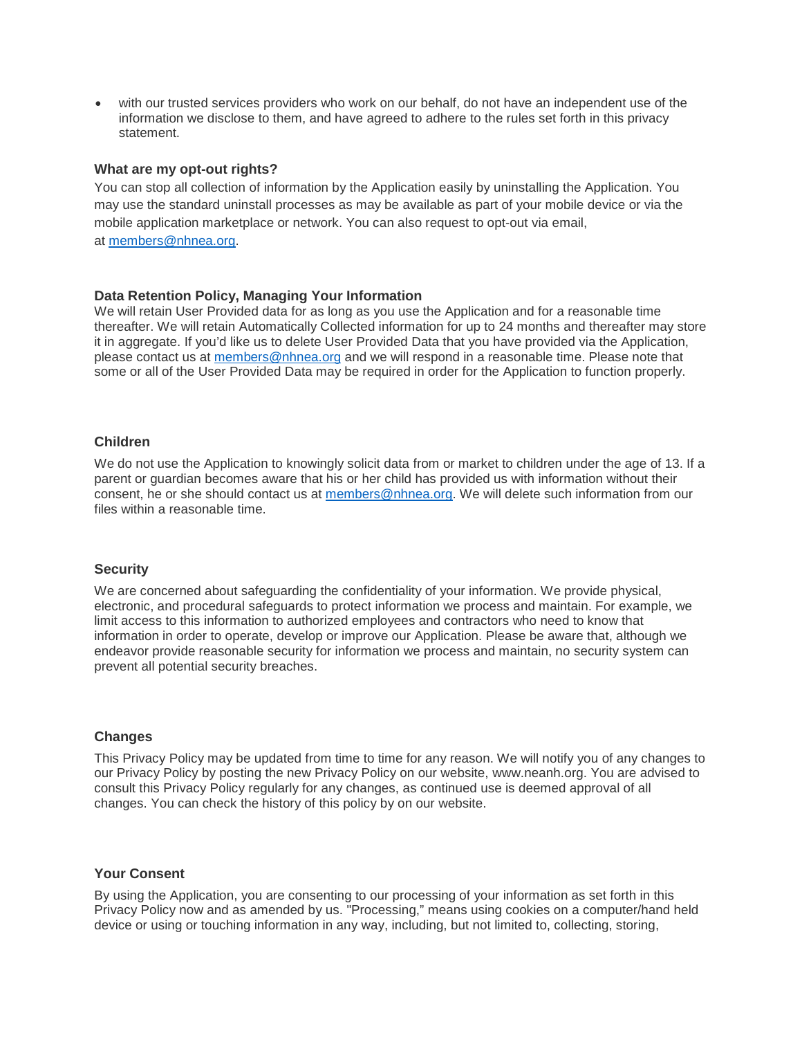- with our trusted services providers who work on our behalf, do not have an independent use of the information we disclose to them, and have agreed to adhere to the rules set forth in this privacy statement.

**What are my opt-out rights?**

You can stop all collection of information by the Application easily by uninstalling the Application. You may use the standard uninstall processes as may be available as part of your mobile device or via the mobile application marketplace or network. You can also request to opt-out via email, at members@nhnea.org.

**Data Retention Policy, Managing Your Information**

We will retain User Provided data for as long as you use the Application and for a reasonable time thereafter. We will retain Automatically Collected information for up to 24 months and thereafter may store it in aggregate. If you'd like us to delete User Provided Data that you have provided via the Application, please contact us at members@nhnea.org and we will respond in a reasonable time. Please note that some or all of the User Provided Data may be required in order for the Application to function properly.

**Children**

We do not use the Application to knowingly solicit data from or market to children under the age of 13. If a parent or guardian becomes aware that his or her child has provided us with information without their consent, he or she should contact us at members@nhnea.org. We will delete such information from our files within a reasonable time.

**Security**

We are concerned about safeguarding the confidentiality of your information. We provide physical, electronic, and procedural safeguards to protect information we process and maintain. For example, we limit access to this information to authorized employees and contractors who need to know that information in order to operate, develop or improve our Application. Please be aware that, although we endeavor provide reasonable security for information we process and maintain, no security system can prevent all potential security breaches.

**Changes**

This Privacy Policy may be updated from time to time for any reason. We will notify you of any changes to our Privacy Policy by posting the new Privacy Policy on our website, www.neanh.org. You are advised to consult this Privacy Policy regularly for any changes, as continued use is deemed approval of all changes. You can check the history of this policy by on our website.

**Your Consent**

By using the Application, you are consenting to our processing of your information as set forth in this Privacy Policy now and as amended by us. "Processing," means using cookies on a computer/hand held device or using or touching information in any way, including, but not limited to, collecting, storing,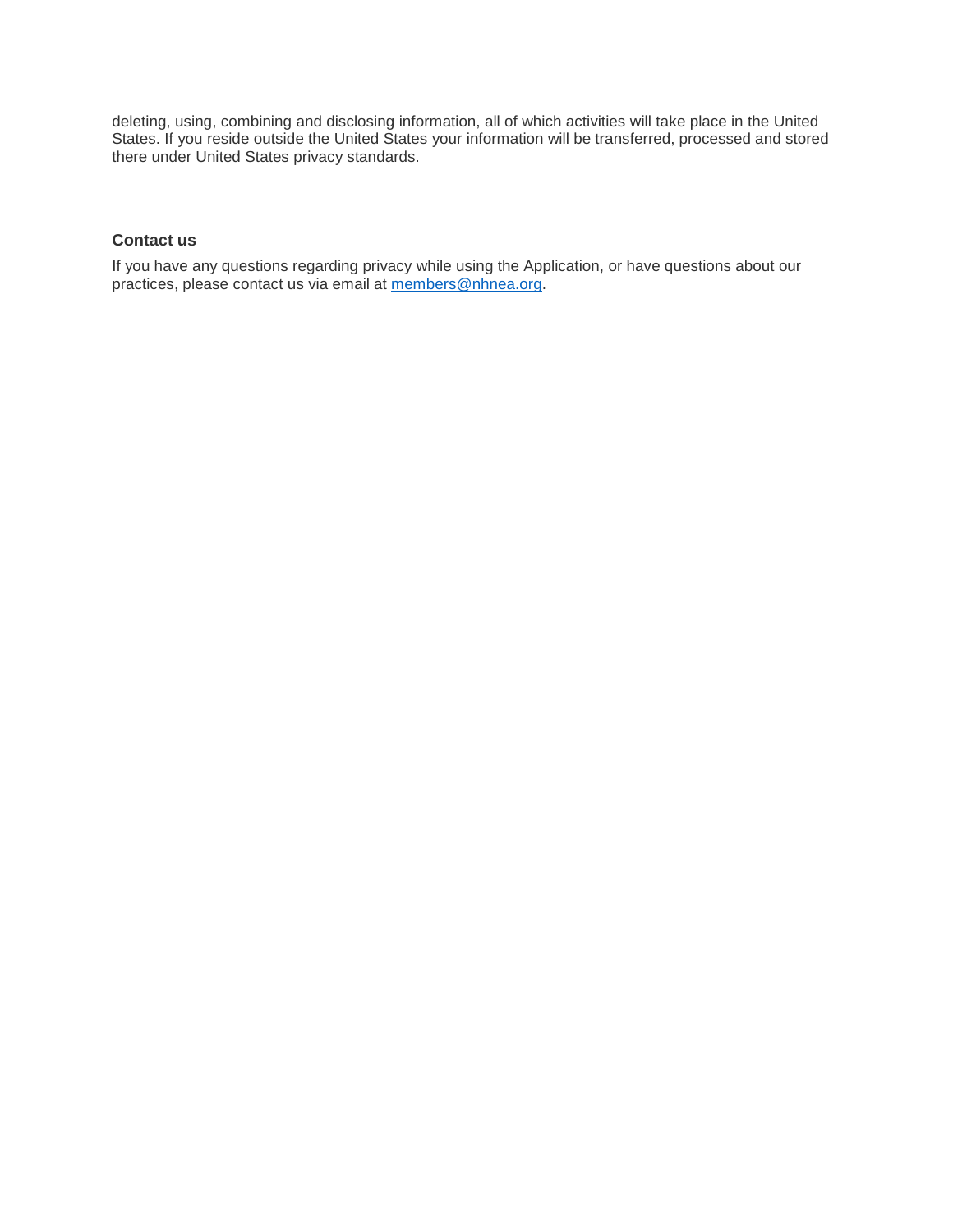deleting, using, combining and disclosing information, all of which activities will take place in the United States. If you reside outside the United States your information will be transferred, processed and stored there under United States privacy standards.

### Contact us

If you have any questions regarding privacy while using the Application, or have questions about our practices, please contact us via email at [members@nhnea.org](mailto:members@nhnea.org).